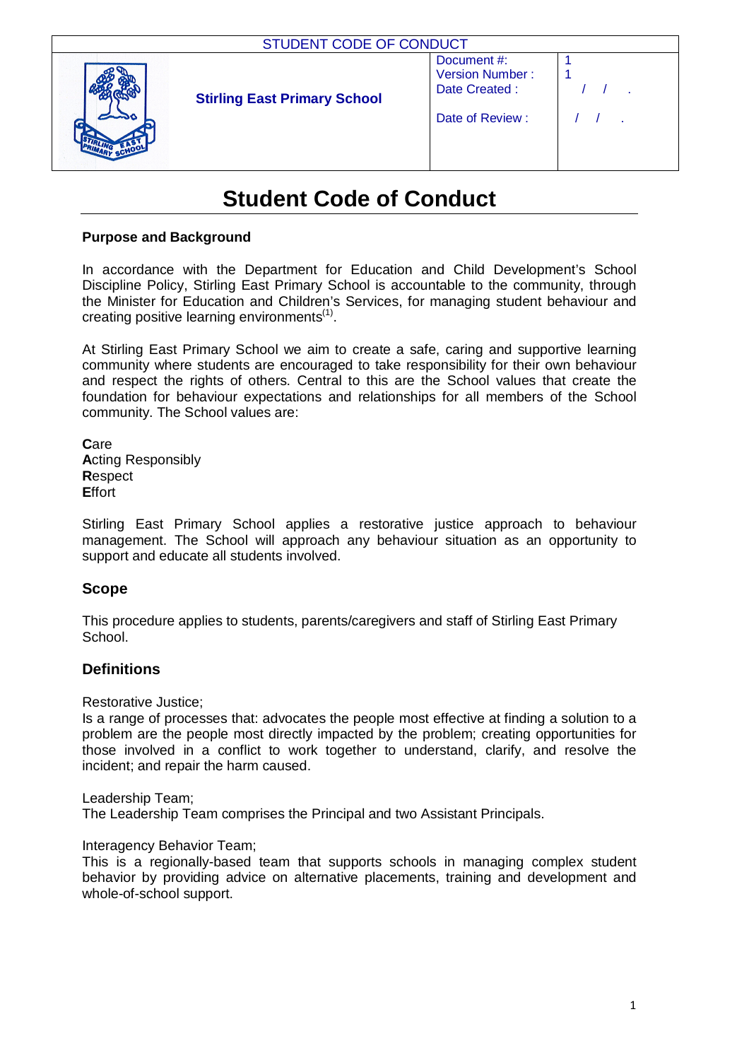| STUDENT CODE OF CONDUCT | | | |
|---|---|---|---|
| | **Stirling East Primary School** | Document #:<br>Version Number :<br>Date Created :<br><br>Date of Review : | 1<br>1<br>/ / .<br><br>/ / . |

# Student Code of Conduct

**Purpose and Background**

In accordance with the Department for Education and Child Development's School Discipline Policy, Stirling East Primary School is accountable to the community, through the Minister for Education and Children's Services, for managing student behaviour and creating positive learning environments[(1)].

At Stirling East Primary School we aim to create a safe, caring and supportive learning community where students are encouraged to take responsibility for their own behaviour and respect the rights of others. Central to this are the School values that create the foundation for behaviour expectations and relationships for all members of the School community. The School values are:

**C**are
**A**cting Responsibly
**R**espect
**E**ffort

Stirling East Primary School applies a restorative justice approach to behaviour management. The School will approach any behaviour situation as an opportunity to support and educate all students involved.

## Scope

This procedure applies to students, parents/caregivers and staff of Stirling East Primary School.

## Definitions

Restorative Justice;
Is a range of processes that: advocates the people most effective at finding a solution to a problem are the people most directly impacted by the problem; creating opportunities for those involved in a conflict to work together to understand, clarify, and resolve the incident; and repair the harm caused.

Leadership Team;
The Leadership Team comprises the Principal and two Assistant Principals.

Interagency Behavior Team;
This is a regionally-based team that supports schools in managing complex student behavior by providing advice on alternative placements, training and development and whole-of-school support.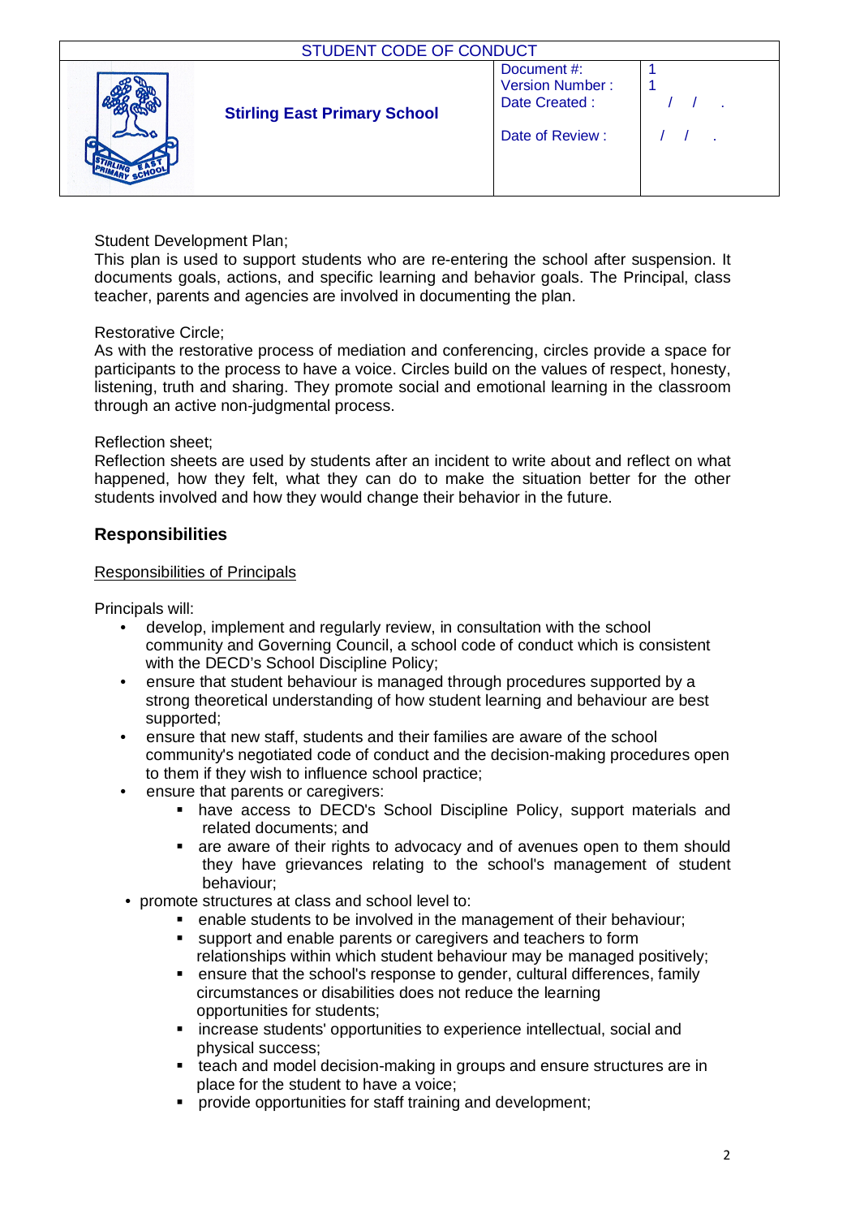Student Development Plan;
This plan is used to support students who are re-entering the school after suspension. It documents goals, actions, and specific learning and behavior goals. The Principal, class teacher, parents and agencies are involved in documenting the plan.

Restorative Circle;
As with the restorative process of mediation and conferencing, circles provide a space for participants to the process to have a voice. Circles build on the values of respect, honesty, listening, truth and sharing. They promote social and emotional learning in the classroom through an active non-judgmental process.

Reflection sheet;
Reflection sheets are used by students after an incident to write about and reflect on what happened, how they felt, what they can do to make the situation better for the other students involved and how they would change their behavior in the future.

## Responsibilities

Responsibilities of Principals

Principals will:

- develop, implement and regularly review, in consultation with the school community and Governing Council, a school code of conduct which is consistent with the DECD's School Discipline Policy;
- ensure that student behaviour is managed through procedures supported by a strong theoretical understanding of how student learning and behaviour are best supported;
- ensure that new staff, students and their families are aware of the school community's negotiated code of conduct and the decision-making procedures open to them if they wish to influence school practice;
- ensure that parents or caregivers:
    - have access to DECD's School Discipline Policy, support materials and related documents; and
    - are aware of their rights to advocacy and of avenues open to them should they have grievances relating to the school's management of student behaviour;
- promote structures at class and school level to:
    - enable students to be involved in the management of their behaviour;
    - support and enable parents or caregivers and teachers to form relationships within which student behaviour may be managed positively;
    - ensure that the school's response to gender, cultural differences, family circumstances or disabilities does not reduce the learning opportunities for students;
    - increase students' opportunities to experience intellectual, social and physical success;
    - teach and model decision-making in groups and ensure structures are in place for the student to have a voice;
    - provide opportunities for staff training and development;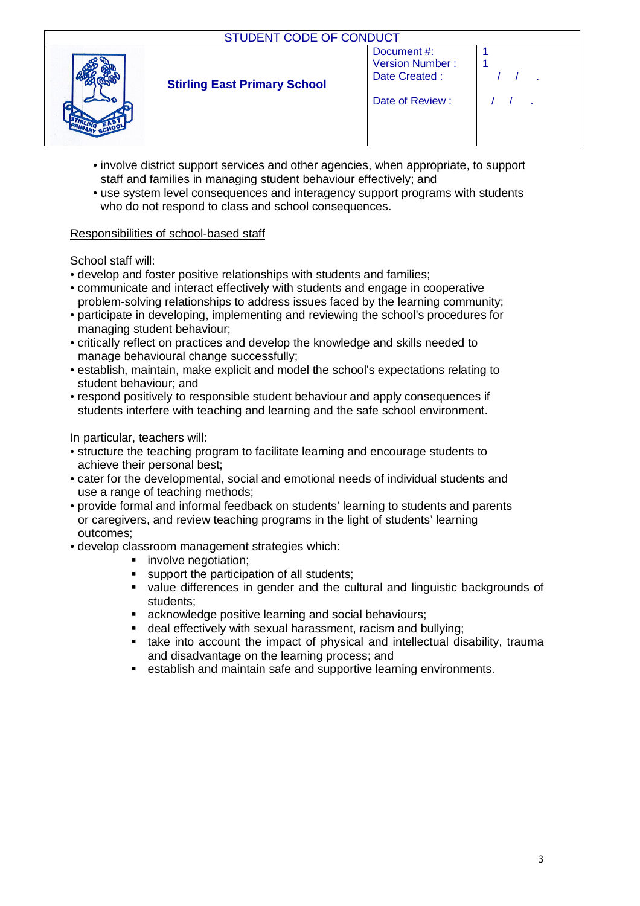- involve district support services and other agencies, when appropriate, to support staff and families in managing student behaviour effectively; and
- use system level consequences and interagency support programs with students who do not respond to class and school consequences.

<u>Responsibilities of school-based staff</u>

School staff will:

- develop and foster positive relationships with students and families;
- communicate and interact effectively with students and engage in cooperative problem-solving relationships to address issues faced by the learning community;
- participate in developing, implementing and reviewing the school's procedures for managing student behaviour;
- critically reflect on practices and develop the knowledge and skills needed to manage behavioural change successfully;
- establish, maintain, make explicit and model the school's expectations relating to student behaviour; and
- respond positively to responsible student behaviour and apply consequences if students interfere with teaching and learning and the safe school environment.

In particular, teachers will:

- structure the teaching program to facilitate learning and encourage students to achieve their personal best;
- cater for the developmental, social and emotional needs of individual students and use a range of teaching methods;
- provide formal and informal feedback on students' learning to students and parents or caregivers, and review teaching programs in the light of students' learning outcomes;
- develop classroom management strategies which:
  - involve negotiation;
  - support the participation of all students;
  - value differences in gender and the cultural and linguistic backgrounds of students;
  - acknowledge positive learning and social behaviours;
  - deal effectively with sexual harassment, racism and bullying;
  - take into account the impact of physical and intellectual disability, trauma and disadvantage on the learning process; and
  - establish and maintain safe and supportive learning environments.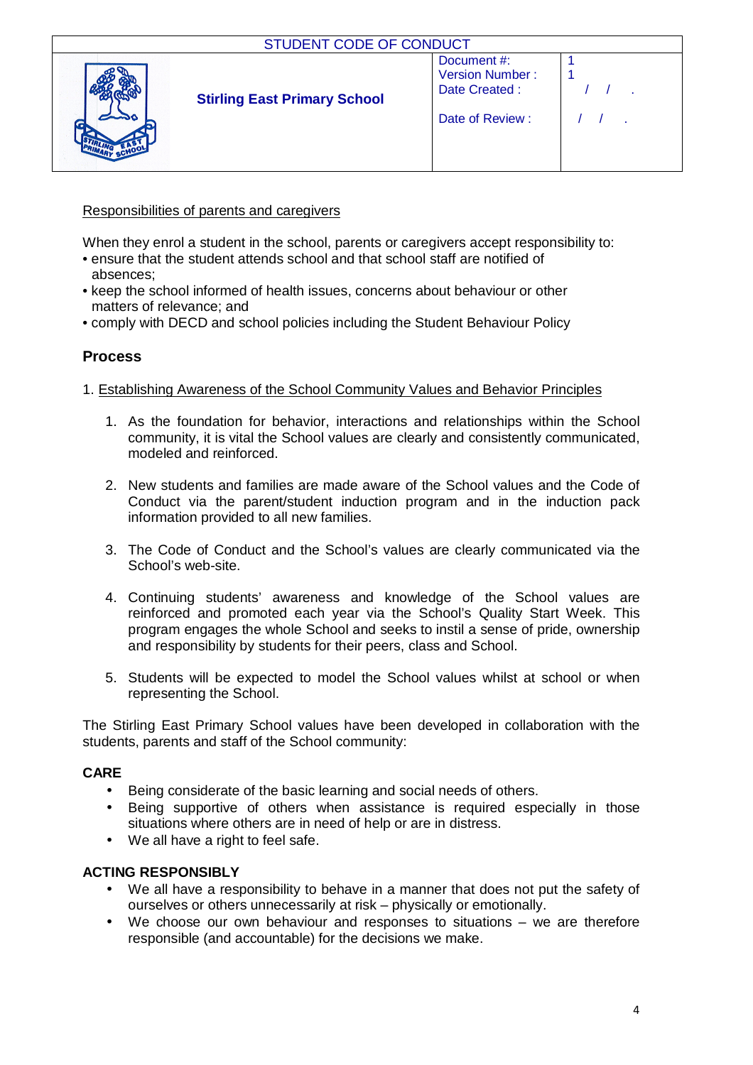Responsibilities of parents and caregivers

When they enrol a student in the school, parents or caregivers accept responsibility to:

- ensure that the student attends school and that school staff are notified of absences;
- keep the school informed of health issues, concerns about behaviour or other matters of relevance; and
- comply with DECD and school policies including the Student Behaviour Policy

## Process

1. Establishing Awareness of the School Community Values and Behavior Principles

    1. As the foundation for behavior, interactions and relationships within the School community, it is vital the School values are clearly and consistently communicated, modeled and reinforced.

    2. New students and families are made aware of the School values and the Code of Conduct via the parent/student induction program and in the induction pack information provided to all new families.

    3. The Code of Conduct and the School's values are clearly communicated via the School's web-site.

    4. Continuing students' awareness and knowledge of the School values are reinforced and promoted each year via the School's Quality Start Week. This program engages the whole School and seeks to instil a sense of pride, ownership and responsibility by students for their peers, class and School.

    5. Students will be expected to model the School values whilst at school or when representing the School.

The Stirling East Primary School values have been developed in collaboration with the students, parents and staff of the School community:

**CARE**

- Being considerate of the basic learning and social needs of others.
- Being supportive of others when assistance is required especially in those situations where others are in need of help or are in distress.
- We all have a right to feel safe.

**ACTING RESPONSIBLY**

- We all have a responsibility to behave in a manner that does not put the safety of ourselves or others unnecessarily at risk – physically or emotionally.
- We choose our own behaviour and responses to situations – we are therefore responsible (and accountable) for the decisions we make.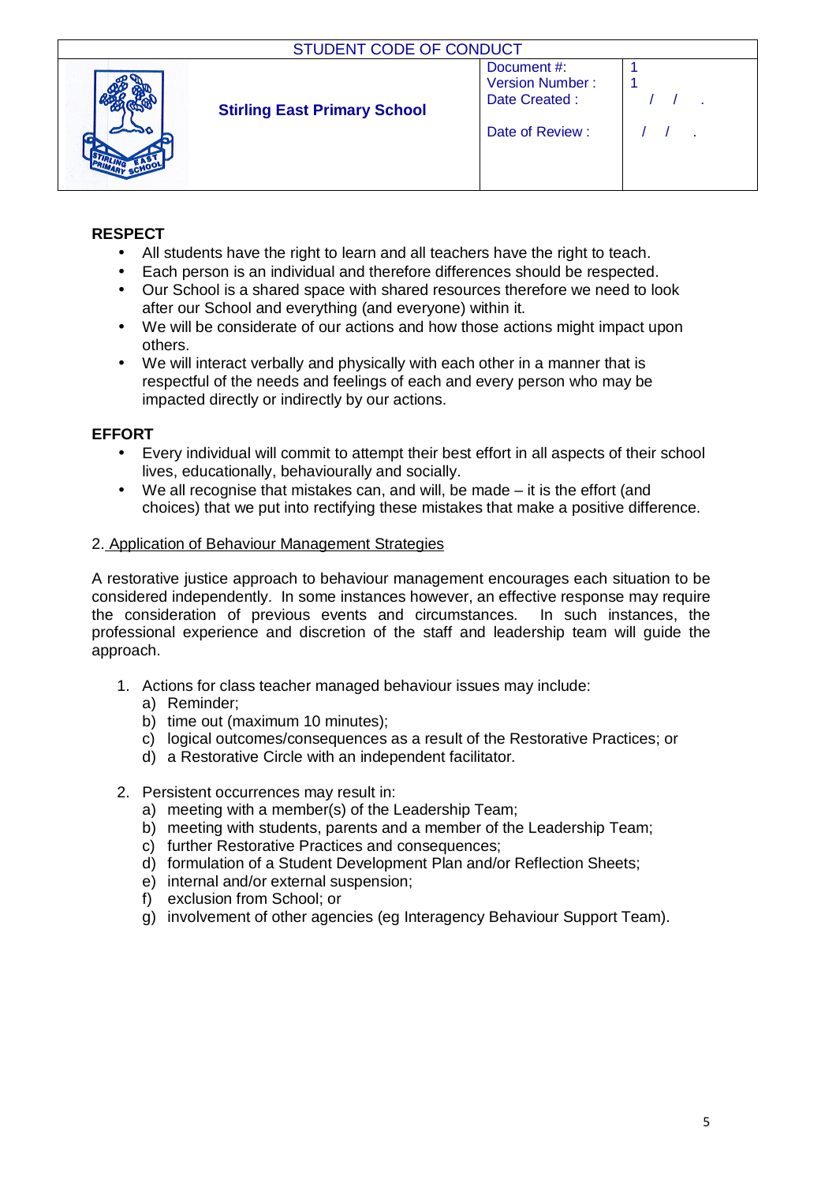**RESPECT**

- All students have the right to learn and all teachers have the right to teach.
- Each person is an individual and therefore differences should be respected.
- Our School is a shared space with shared resources therefore we need to look after our School and everything (and everyone) within it.
- We will be considerate of our actions and how those actions might impact upon others.
- We will interact verbally and physically with each other in a manner that is respectful of the needs and feelings of each and every person who may be impacted directly or indirectly by our actions.

**EFFORT**

- Every individual will commit to attempt their best effort in all aspects of their school lives, educationally, behaviourally and socially.
- We all recognise that mistakes can, and will, be made – it is the effort (and choices) that we put into rectifying these mistakes that make a positive difference.

2. Application of Behaviour Management Strategies

A restorative justice approach to behaviour management encourages each situation to be considered independently. In some instances however, an effective response may require the consideration of previous events and circumstances. In such instances, the professional experience and discretion of the staff and leadership team will guide the approach.

1. Actions for class teacher managed behaviour issues may include:
   a) Reminder;
   b) time out (maximum 10 minutes);
   c) logical outcomes/consequences as a result of the Restorative Practices; or
   d) a Restorative Circle with an independent facilitator.

2. Persistent occurrences may result in:
   a) meeting with a member(s) of the Leadership Team;
   b) meeting with students, parents and a member of the Leadership Team;
   c) further Restorative Practices and consequences;
   d) formulation of a Student Development Plan and/or Reflection Sheets;
   e) internal and/or external suspension;
   f) exclusion from School; or
   g) involvement of other agencies (eg Interagency Behaviour Support Team).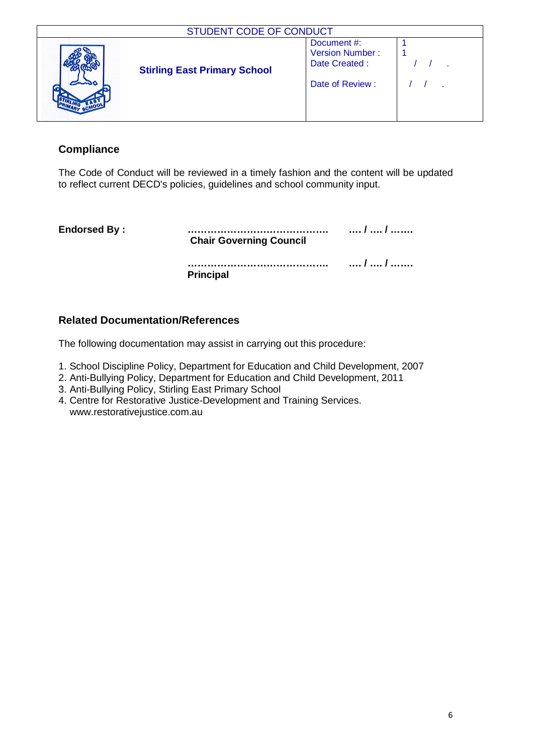| STUDENT CODE OF CONDUCT | | | |
|---|---|---|---|
| | **Stirling East Primary School** | Document #:<br>Version Number :<br>Date Created :<br><br>Date of Review : | 1<br>1<br>/ / .<br><br>/ / . |

## Compliance

The Code of Conduct will be reviewed in a timely fashion and the content will be updated to reflect current DECD's policies, guidelines and school community input.

| | | |
|---|---|---|
| **Endorsed By :** | **……………………………………**<br>**Chair Governing Council** | **…. / …. / …….** |
| | **……………………………………**<br>**Principal** | **…. / …. / …….** |

## Related Documentation/References

The following documentation may assist in carrying out this procedure:

1. School Discipline Policy, Department for Education and Child Development, 2007
2. Anti-Bullying Policy, Department for Education and Child Development, 2011
3. Anti-Bullying Policy, Stirling East Primary School
4. Centre for Restorative Justice-Development and Training Services. www.restorativejustice.com.au